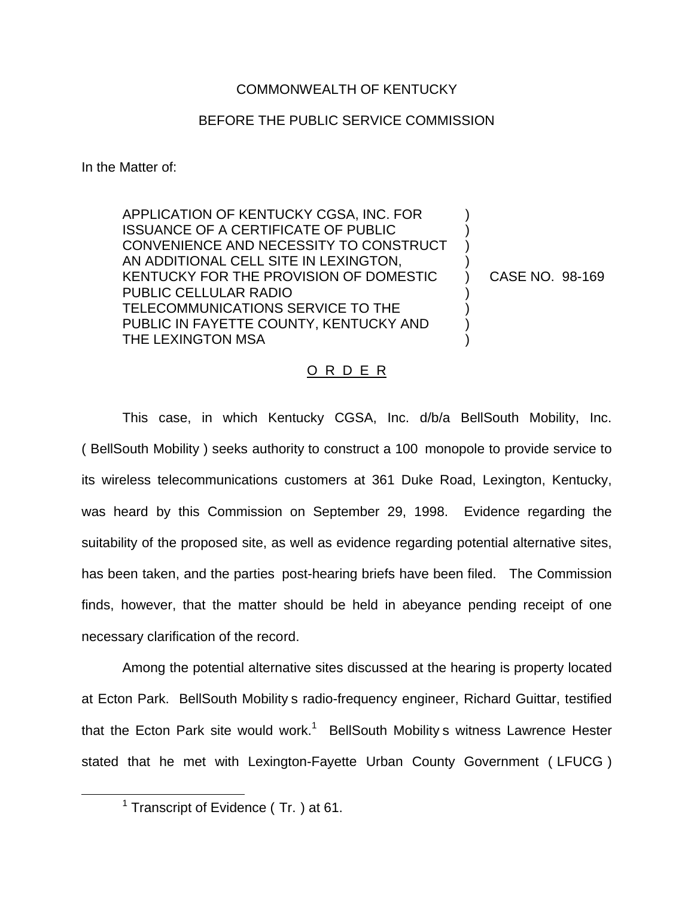COMMONWEALTH OF KENTUCKY

BEFORE THE PUBLIC SERVICE COMMISSION

In the Matter of:

| | | |
|---|---|---|
| APPLICATION OF KENTUCKY CGSA, INC. FOR ISSUANCE OF A CERTIFICATE OF PUBLIC CONVENIENCE AND NECESSITY TO CONSTRUCT AN ADDITIONAL CELL SITE IN LEXINGTON, KENTUCKY FOR THE PROVISION OF DOMESTIC PUBLIC CELLULAR RADIO TELECOMMUNICATIONS SERVICE TO THE PUBLIC IN FAYETTE COUNTY, KENTUCKY AND THE LEXINGTON MSA | ) | CASE NO. 98-169 |

O R D E R

This case, in which Kentucky CGSA, Inc. d/b/a BellSouth Mobility, Inc. ( BellSouth Mobility ) seeks authority to construct a 100 monopole to provide service to its wireless telecommunications customers at 361 Duke Road, Lexington, Kentucky, was heard by this Commission on September 29, 1998. Evidence regarding the suitability of the proposed site, as well as evidence regarding potential alternative sites, has been taken, and the parties post-hearing briefs have been filed. The Commission finds, however, that the matter should be held in abeyance pending receipt of one necessary clarification of the record.

Among the potential alternative sites discussed at the hearing is property located at Ecton Park. BellSouth Mobility s radio-frequency engineer, Richard Guittar, testified that the Ecton Park site would work.[1] BellSouth Mobility s witness Lawrence Hester stated that he met with Lexington-Fayette Urban County Government ( LFUCG )

[1] Transcript of Evidence ( Tr. ) at 61.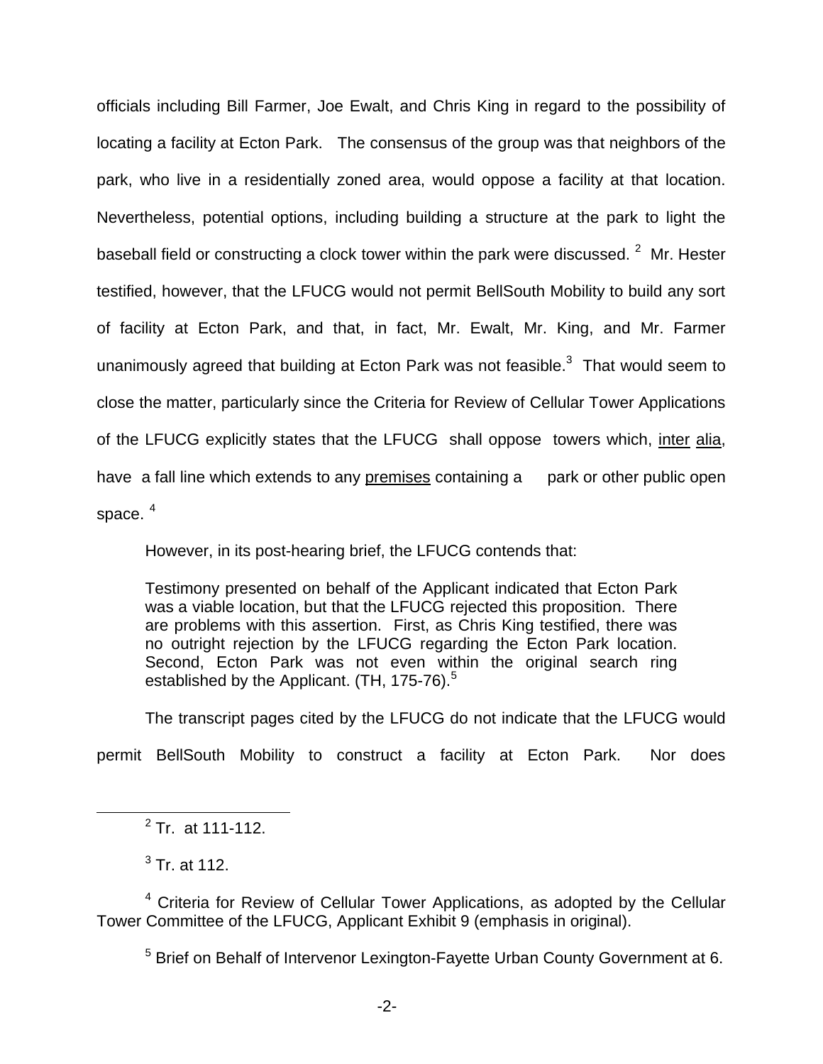officials including Bill Farmer, Joe Ewalt, and Chris King in regard to the possibility of locating a facility at Ecton Park. The consensus of the group was that neighbors of the park, who live in a residentially zoned area, would oppose a facility at that location. Nevertheless, potential options, including building a structure at the park to light the baseball field or constructing a clock tower within the park were discussed. [2] Mr. Hester testified, however, that the LFUCG would not permit BellSouth Mobility to build any sort of facility at Ecton Park, and that, in fact, Mr. Ewalt, Mr. King, and Mr. Farmer unanimously agreed that building at Ecton Park was not feasible.[3] That would seem to close the matter, particularly since the Criteria for Review of Cellular Tower Applications of the LFUCG explicitly states that the LFUCG shall oppose towers which, <u>inter alia</u>, have a fall line which extends to any <u>premises</u> containing a park or other public open space. [4]

However, in its post-hearing brief, the LFUCG contends that:

> Testimony presented on behalf of the Applicant indicated that Ecton Park was a viable location, but that the LFUCG rejected this proposition. There are problems with this assertion. First, as Chris King testified, there was no outright rejection by the LFUCG regarding the Ecton Park location. Second, Ecton Park was not even within the original search ring established by the Applicant. (TH, 175-76).[5]

The transcript pages cited by the LFUCG do not indicate that the LFUCG would permit BellSouth Mobility to construct a facility at Ecton Park. Nor does

---

[2] Tr. at 111-112.

[3] Tr. at 112.

[4] Criteria for Review of Cellular Tower Applications, as adopted by the Cellular Tower Committee of the LFUCG, Applicant Exhibit 9 (emphasis in original).

[5] Brief on Behalf of Intervenor Lexington-Fayette Urban County Government at 6.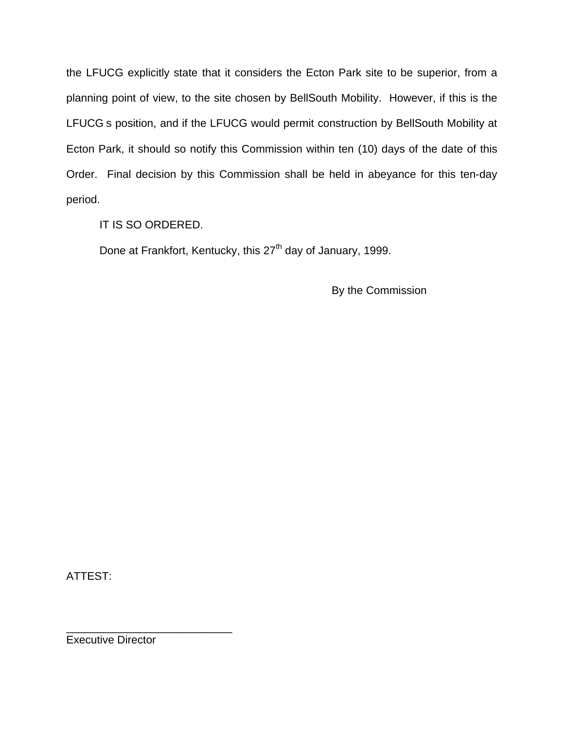the LFUCG explicitly state that it considers the Ecton Park site to be superior, from a planning point of view, to the site chosen by BellSouth Mobility. However, if this is the LFUCG s position, and if the LFUCG would permit construction by BellSouth Mobility at Ecton Park, it should so notify this Commission within ten (10) days of the date of this Order. Final decision by this Commission shall be held in abeyance for this ten-day period.

IT IS SO ORDERED.

Done at Frankfort, Kentucky, this 27th day of January, 1999.

By the Commission

ATTEST:

___________________________
Executive Director